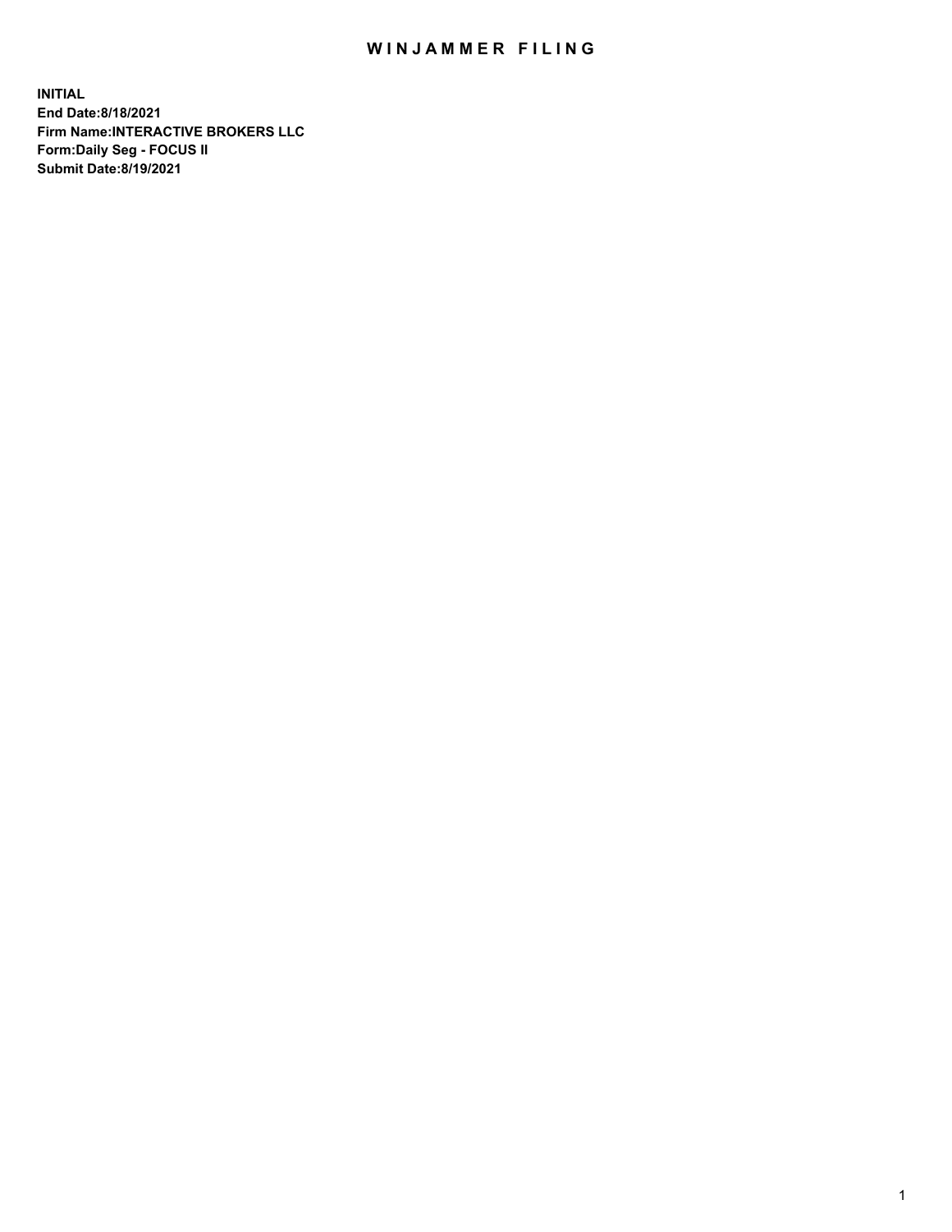# WINJAMMER FILING

**INITIAL**
**End Date:8/18/2021**
**Firm Name:INTERACTIVE BROKERS LLC**
**Form:Daily Seg - FOCUS II**
**Submit Date:8/19/2021**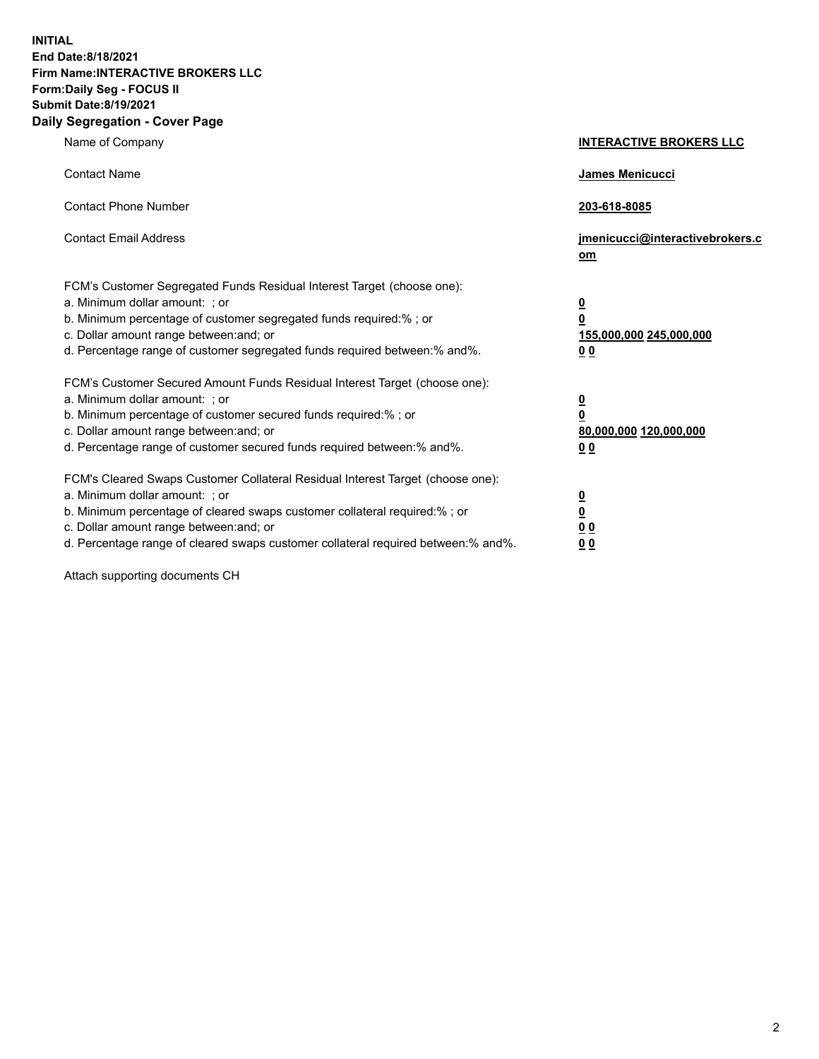**INITIAL**
**End Date:8/18/2021**
**Firm Name:INTERACTIVE BROKERS LLC**
**Form:Daily Seg - FOCUS II**
**Submit Date:8/19/2021**

## Daily Segregation - Cover Page

| | |
|---|---|
| Name of Company | **INTERACTIVE BROKERS LLC** |
| Contact Name | **James Menicucci** |
| Contact Phone Number | **203-618-8085** |
| Contact Email Address | **jmenicucci@interactivebrokers.com** |
| FCM's Customer Segregated Funds Residual Interest Target (choose one): | |
| a. Minimum dollar amount: ; or | **0** |
| b. Minimum percentage of customer segregated funds required:% ; or | **0** |
| c. Dollar amount range between:and; or | **155,000,000 245,000,000** |
| d. Percentage range of customer segregated funds required between:% and%. | **0 0** |
| FCM's Customer Secured Amount Funds Residual Interest Target (choose one): | |
| a. Minimum dollar amount: ; or | **0** |
| b. Minimum percentage of customer secured funds required:% ; or | **0** |
| c. Dollar amount range between:and; or | **80,000,000 120,000,000** |
| d. Percentage range of customer secured funds required between:% and%. | **0 0** |
| FCM's Cleared Swaps Customer Collateral Residual Interest Target (choose one): | |
| a. Minimum dollar amount: ; or | **0** |
| b. Minimum percentage of cleared swaps customer collateral required:% ; or | **0** |
| c. Dollar amount range between:and; or | **0 0** |
| d. Percentage range of cleared swaps customer collateral required between:% and%. | **0 0** |

Attach supporting documents CH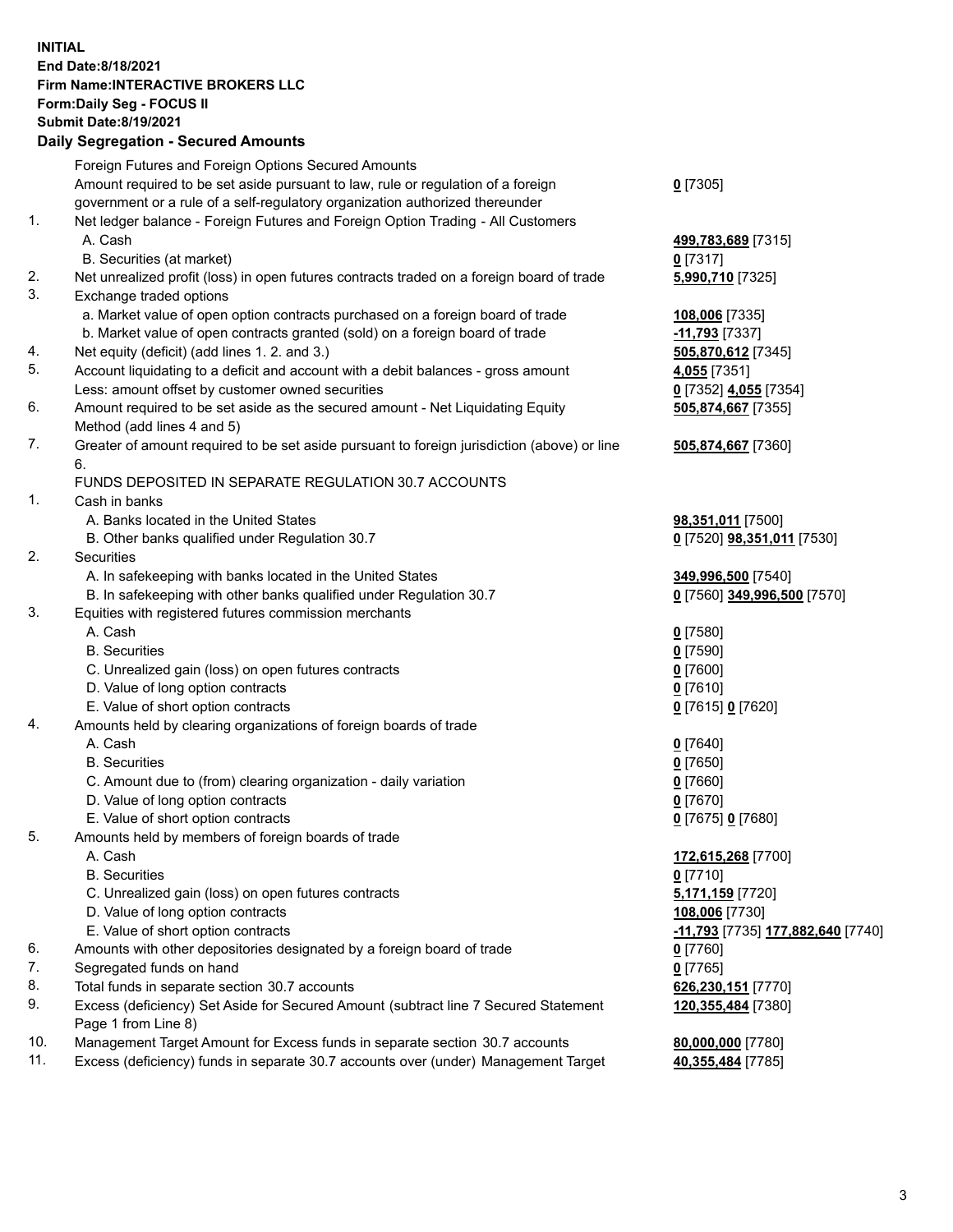**INITIAL**
**End Date:8/18/2021**
**Firm Name:INTERACTIVE BROKERS LLC**
**Form:Daily Seg - FOCUS II**
**Submit Date:8/19/2021**

**Daily Segregation - Secured Amounts**

| | | |
|---|---|---|
| | Foreign Futures and Foreign Options Secured Amounts | |
| | Amount required to be set aside pursuant to law, rule or regulation of a foreign government or a rule of a self-regulatory organization authorized thereunder | **0** [7305] |
| 1. | Net ledger balance - Foreign Futures and Foreign Option Trading - All Customers | |
| | A. Cash | **499,783,689** [7315] |
| | B. Securities (at market) | **0** [7317] |
| 2. | Net unrealized profit (loss) in open futures contracts traded on a foreign board of trade | **5,990,710** [7325] |
| 3. | Exchange traded options | |
| | a. Market value of open option contracts purchased on a foreign board of trade | **108,006** [7335] |
| | b. Market value of open contracts granted (sold) on a foreign board of trade | **-11,793** [7337] |
| 4. | Net equity (deficit) (add lines 1. 2. and 3.) | **505,870,612** [7345] |
| 5. | Account liquidating to a deficit and account with a debit balances - gross amount | **4,055** [7351] |
| | Less: amount offset by customer owned securities | **0** [7352] **4,055** [7354] |
| 6. | Amount required to be set aside as the secured amount - Net Liquidating Equity Method (add lines 4 and 5) | **505,874,667** [7355] |
| 7. | Greater of amount required to be set aside pursuant to foreign jurisdiction (above) or line 6. | **505,874,667** [7360] |
| | FUNDS DEPOSITED IN SEPARATE REGULATION 30.7 ACCOUNTS | |
| 1. | Cash in banks | |
| | A. Banks located in the United States | **98,351,011** [7500] |
| | B. Other banks qualified under Regulation 30.7 | **0** [7520] **98,351,011** [7530] |
| 2. | Securities | |
| | A. In safekeeping with banks located in the United States | **349,996,500** [7540] |
| | B. In safekeeping with other banks qualified under Regulation 30.7 | **0** [7560] **349,996,500** [7570] |
| 3. | Equities with registered futures commission merchants | |
| | A. Cash | **0** [7580] |
| | B. Securities | **0** [7590] |
| | C. Unrealized gain (loss) on open futures contracts | **0** [7600] |
| | D. Value of long option contracts | **0** [7610] |
| | E. Value of short option contracts | **0** [7615] **0** [7620] |
| 4. | Amounts held by clearing organizations of foreign boards of trade | |
| | A. Cash | **0** [7640] |
| | B. Securities | **0** [7650] |
| | C. Amount due to (from) clearing organization - daily variation | **0** [7660] |
| | D. Value of long option contracts | **0** [7670] |
| | E. Value of short option contracts | **0** [7675] **0** [7680] |
| 5. | Amounts held by members of foreign boards of trade | |
| | A. Cash | **172,615,268** [7700] |
| | B. Securities | **0** [7710] |
| | C. Unrealized gain (loss) on open futures contracts | **5,171,159** [7720] |
| | D. Value of long option contracts | **108,006** [7730] |
| | E. Value of short option contracts | **-11,793** [7735] **177,882,640** [7740] |
| 6. | Amounts with other depositories designated by a foreign board of trade | **0** [7760] |
| 7. | Segregated funds on hand | **0** [7765] |
| 8. | Total funds in separate section 30.7 accounts | **626,230,151** [7770] |
| 9. | Excess (deficiency) Set Aside for Secured Amount (subtract line 7 Secured Statement Page 1 from Line 8) | **120,355,484** [7380] |
| 10. | Management Target Amount for Excess funds in separate section 30.7 accounts | **80,000,000** [7780] |
| 11. | Excess (deficiency) funds in separate 30.7 accounts over (under) Management Target | **40,355,484** [7785] |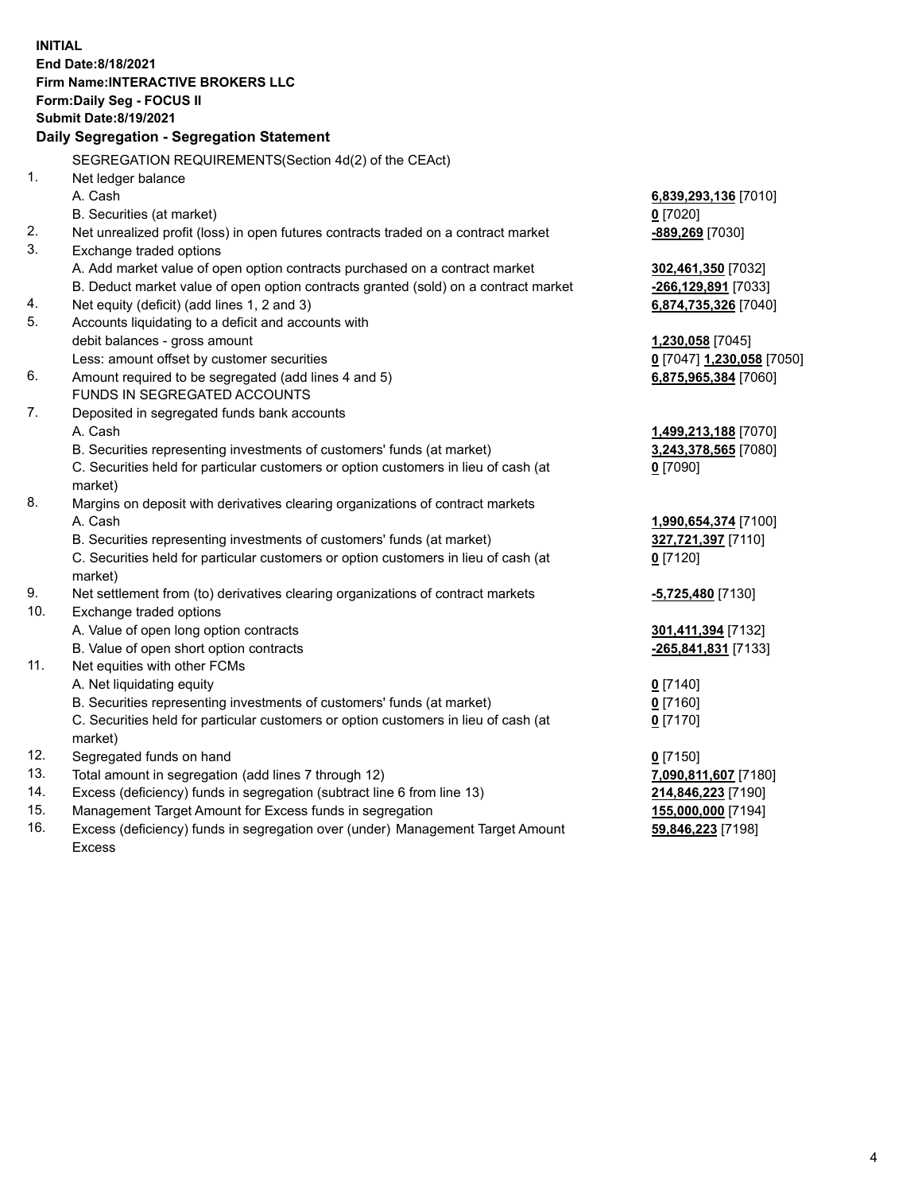**INITIAL**
**End Date:8/18/2021**
**Firm Name:INTERACTIVE BROKERS LLC**
**Form:Daily Seg - FOCUS II**
**Submit Date:8/19/2021**

### Daily Segregation - Segregation Statement

| | | |
|---|---|---|
| | SEGREGATION REQUIREMENTS(Section 4d(2) of the CEAct) | |
| 1. | Net ledger balance | |
| | A. Cash | **6,839,293,136** [7010] |
| | B. Securities (at market) | **0** [7020] |
| 2. | Net unrealized profit (loss) in open futures contracts traded on a contract market | **-889,269** [7030] |
| 3. | Exchange traded options | |
| | A. Add market value of open option contracts purchased on a contract market | **302,461,350** [7032] |
| | B. Deduct market value of open option contracts granted (sold) on a contract market | **-266,129,891** [7033] |
| 4. | Net equity (deficit) (add lines 1, 2 and 3) | **6,874,735,326** [7040] |
| 5. | Accounts liquidating to a deficit and accounts with debit balances - gross amount | **1,230,058** [7045] |
| | Less: amount offset by customer securities | **0** [7047] **1,230,058** [7050] |
| 6. | Amount required to be segregated (add lines 4 and 5) | **6,875,965,384** [7060] |
| | FUNDS IN SEGREGATED ACCOUNTS | |
| 7. | Deposited in segregated funds bank accounts | |
| | A. Cash | **1,499,213,188** [7070] |
| | B. Securities representing investments of customers' funds (at market) | **3,243,378,565** [7080] |
| | C. Securities held for particular customers or option customers in lieu of cash (at market) | **0** [7090] |
| 8. | Margins on deposit with derivatives clearing organizations of contract markets | |
| | A. Cash | **1,990,654,374** [7100] |
| | B. Securities representing investments of customers' funds (at market) | **327,721,397** [7110] |
| | C. Securities held for particular customers or option customers in lieu of cash (at market) | **0** [7120] |
| 9. | Net settlement from (to) derivatives clearing organizations of contract markets | **-5,725,480** [7130] |
| 10. | Exchange traded options | |
| | A. Value of open long option contracts | **301,411,394** [7132] |
| | B. Value of open short option contracts | **-265,841,831** [7133] |
| 11. | Net equities with other FCMs | |
| | A. Net liquidating equity | **0** [7140] |
| | B. Securities representing investments of customers' funds (at market) | **0** [7160] |
| | C. Securities held for particular customers or option customers in lieu of cash (at market) | **0** [7170] |
| 12. | Segregated funds on hand | **0** [7150] |
| 13. | Total amount in segregation (add lines 7 through 12) | **7,090,811,607** [7180] |
| 14. | Excess (deficiency) funds in segregation (subtract line 6 from line 13) | **214,846,223** [7190] |
| 15. | Management Target Amount for Excess funds in segregation | **155,000,000** [7194] |
| 16. | Excess (deficiency) funds in segregation over (under) Management Target Amount Excess | **59,846,223** [7198] |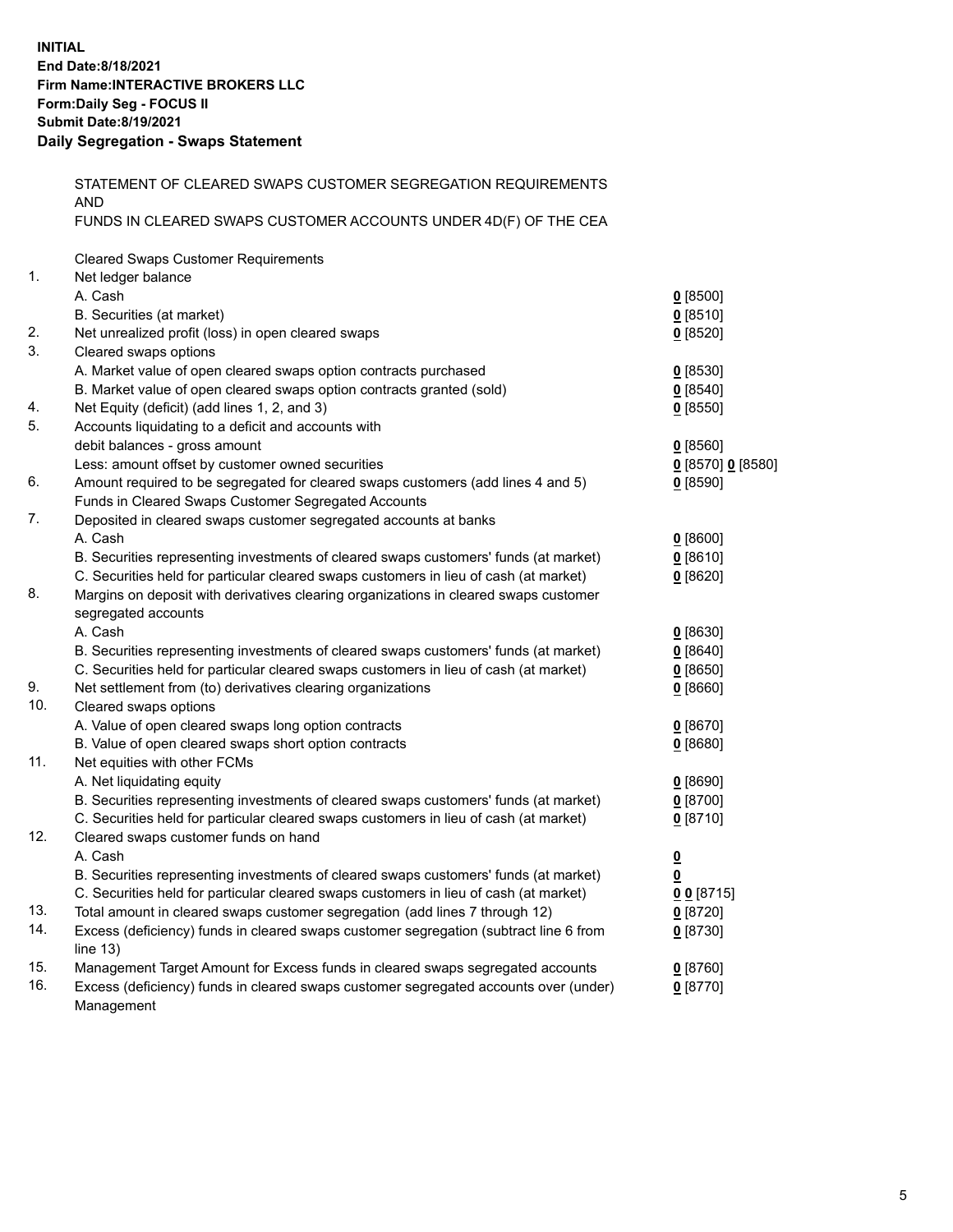**INITIAL**
**End Date:8/18/2021**
**Firm Name:INTERACTIVE BROKERS LLC**
**Form:Daily Seg - FOCUS II**
**Submit Date:8/19/2021**
**Daily Segregation - Swaps Statement**

STATEMENT OF CLEARED SWAPS CUSTOMER SEGREGATION REQUIREMENTS AND FUNDS IN CLEARED SWAPS CUSTOMER ACCOUNTS UNDER 4D(F) OF THE CEA

| | | |
|---|---|---|
| | Cleared Swaps Customer Requirements | |
| 1. | Net ledger balance | |
| | A. Cash | 0 [8500] |
| | B. Securities (at market) | 0 [8510] |
| 2. | Net unrealized profit (loss) in open cleared swaps | 0 [8520] |
| 3. | Cleared swaps options | |
| | A. Market value of open cleared swaps option contracts purchased | 0 [8530] |
| | B. Market value of open cleared swaps option contracts granted (sold) | 0 [8540] |
| 4. | Net Equity (deficit) (add lines 1, 2, and 3) | 0 [8550] |
| 5. | Accounts liquidating to a deficit and accounts with | |
| | debit balances - gross amount | 0 [8560] |
| | Less: amount offset by customer owned securities | 0 [8570] 0 [8580] |
| 6. | Amount required to be segregated for cleared swaps customers (add lines 4 and 5) | 0 [8590] |
| | Funds in Cleared Swaps Customer Segregated Accounts | |
| 7. | Deposited in cleared swaps customer segregated accounts at banks | |
| | A. Cash | 0 [8600] |
| | B. Securities representing investments of cleared swaps customers' funds (at market) | 0 [8610] |
| | C. Securities held for particular cleared swaps customers in lieu of cash (at market) | 0 [8620] |
| 8. | Margins on deposit with derivatives clearing organizations in cleared swaps customer segregated accounts | |
| | A. Cash | 0 [8630] |
| | B. Securities representing investments of cleared swaps customers' funds (at market) | 0 [8640] |
| | C. Securities held for particular cleared swaps customers in lieu of cash (at market) | 0 [8650] |
| 9. | Net settlement from (to) derivatives clearing organizations | 0 [8660] |
| 10. | Cleared swaps options | |
| | A. Value of open cleared swaps long option contracts | 0 [8670] |
| | B. Value of open cleared swaps short option contracts | 0 [8680] |
| 11. | Net equities with other FCMs | |
| | A. Net liquidating equity | 0 [8690] |
| | B. Securities representing investments of cleared swaps customers' funds (at market) | 0 [8700] |
| | C. Securities held for particular cleared swaps customers in lieu of cash (at market) | 0 [8710] |
| 12. | Cleared swaps customer funds on hand | |
| | A. Cash | 0 |
| | B. Securities representing investments of cleared swaps customers' funds (at market) | 0 |
| | C. Securities held for particular cleared swaps customers in lieu of cash (at market) | 0 0 [8715] |
| 13. | Total amount in cleared swaps customer segregation (add lines 7 through 12) | 0 [8720] |
| 14. | Excess (deficiency) funds in cleared swaps customer segregation (subtract line 6 from line 13) | 0 [8730] |
| 15. | Management Target Amount for Excess funds in cleared swaps segregated accounts | 0 [8760] |
| 16. | Excess (deficiency) funds in cleared swaps customer segregated accounts over (under) Management | 0 [8770] |